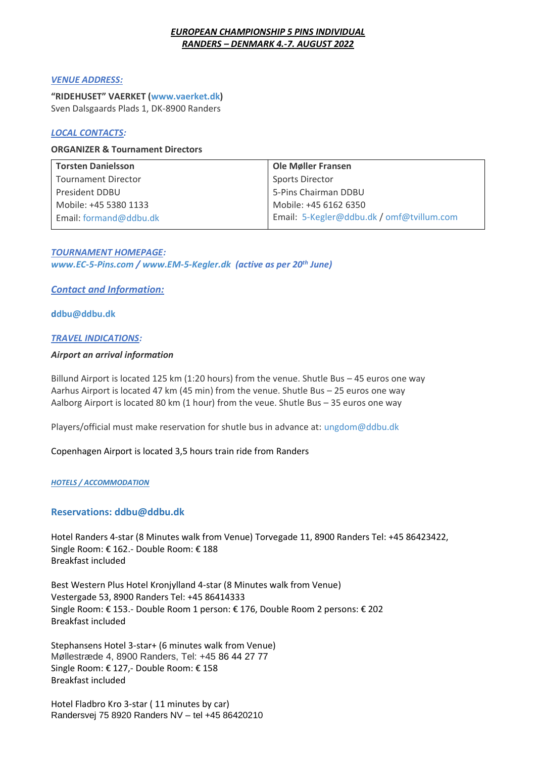***EUROPEAN CHAMPIONSHIP 5 PINS INDIVIDUAL***
***RANDERS – DENMARK 4.-7. AUGUST 2022***

***VENUE ADDRESS:***

**"RIDEHUSET" VAERKET (www.vaerket.dk)**
Sven Dalsgaards Plads 1, DK-8900 Randers

***LOCAL CONTACTS:***

**ORGANIZER & Tournament Directors**

| **Torsten Danielsson** | **Ole Møller Fransen** |
|---|---|
| Tournament Director | Sports Director |
| President DDBU | 5-Pins Chairman DDBU |
| Mobile: +45 5380 1133 | Mobile: +45 6162 6350 |
| Email: formand@ddbu.dk | Email: 5-Kegler@ddbu.dk / omf@tvillum.com |

***TOURNAMENT HOMEPAGE:***
***www.EC-5-Pins.com / www.EM-5-Kegler.dk (active as per 20th June)***

## ***Contact and Information:***

**ddbu@ddbu.dk**

***TRAVEL INDICATIONS:***

***Airport an arrival information***

Billund Airport is located 125 km (1:20 hours) from the venue. Shutle Bus – 45 euros one way
Aarhus Airport is located 47 km (45 min) from the venue. Shutle Bus – 25 euros one way
Aalborg Airport is located 80 km (1 hour) from the veue. Shutle Bus – 35 euros one way

Players/official must make reservation for shutle bus in advance at: ungdom@ddbu.dk

Copenhagen Airport is located 3,5 hours train ride from Randers

***HOTELS / ACCOMMODATION***

### Reservations: ddbu@ddbu.dk

Hotel Randers 4-star (8 Minutes walk from Venue) Torvegade 11, 8900 Randers Tel: +45 86423422,
Single Room: € 162.- Double Room: € 188
Breakfast included

Best Western Plus Hotel Kronjylland 4-star (8 Minutes walk from Venue)
Vestergade 53, 8900 Randers Tel: +45 86414333
Single Room: € 153.- Double Room 1 person: € 176, Double Room 2 persons: € 202
Breakfast included

Stephansens Hotel 3-star+ (6 minutes walk from Venue)
Møllestræde 4, 8900 Randers, Tel: +45 86 44 27 77
Single Room: € 127,- Double Room: € 158
Breakfast included

Hotel Fladbro Kro 3-star ( 11 minutes by car)
Randersvej 75 8920 Randers NV – tel +45 86420210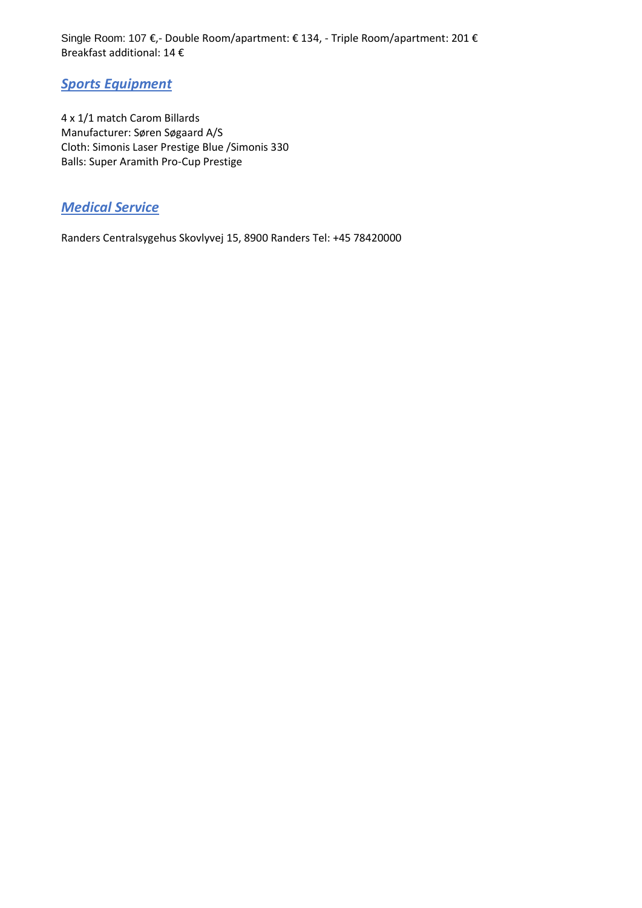Single Room: 107 €,- Double Room/apartment: € 134, - Triple Room/apartment: 201 €
Breakfast additional: 14 €

## ***Sports Equipment***

4 x 1/1 match Carom Billards
Manufacturer: Søren Søgaard A/S
Cloth: Simonis Laser Prestige Blue /Simonis 330
Balls: Super Aramith Pro-Cup Prestige

## ***Medical Service***

Randers Centralsygehus Skovlyvej 15, 8900 Randers Tel: +45 78420000